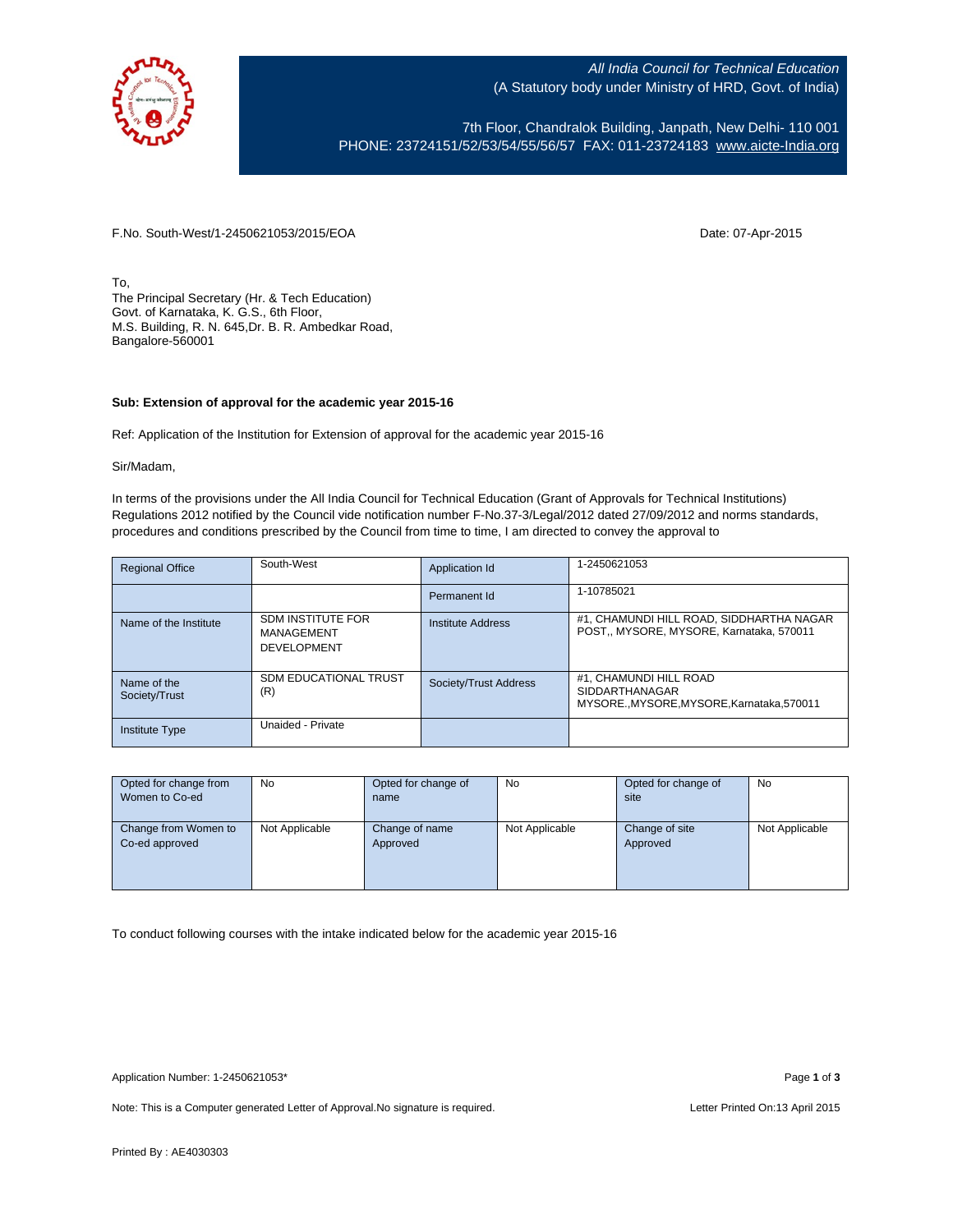*All India Council for Technical Education*
(A Statutory body under Ministry of HRD, Govt. of India)

7th Floor, Chandralok Building, Janpath, New Delhi- 110 001
PHONE: 23724151/52/53/54/55/56/57 FAX: 011-23724183 www.aicte-India.org

F.No. South-West/1-2450621053/2015/EOA

Date: 07-Apr-2015

To,
The Principal Secretary (Hr. & Tech Education)
Govt. of Karnataka, K. G.S., 6th Floor,
M.S. Building, R. N. 645,Dr. B. R. Ambedkar Road,
Bangalore-560001

**Sub: Extension of approval for the academic year 2015-16**

Ref: Application of the Institution for Extension of approval for the academic year 2015-16

Sir/Madam,

In terms of the provisions under the All India Council for Technical Education (Grant of Approvals for Technical Institutions) Regulations 2012 notified by the Council vide notification number F-No.37-3/Legal/2012 dated 27/09/2012 and norms standards, procedures and conditions prescribed by the Council from time to time, I am directed to convey the approval to

| Regional Office | South-West | Application Id | 1-2450621053 |
|---|---|---|---|
| | | Permanent Id | 1-10785021 |
| Name of the Institute | SDM INSTITUTE FOR MANAGEMENT DEVELOPMENT | Institute Address | #1, CHAMUNDI HILL ROAD, SIDDHARTHA NAGAR POST,, MYSORE, MYSORE, Karnataka, 570011 |
| Name of the Society/Trust | SDM EDUCATIONAL TRUST (R) | Society/Trust Address | #1, CHAMUNDI HILL ROAD SIDDARTHANAGAR MYSORE.,MYSORE,MYSORE,Karnataka,570011 |
| Institute Type | Unaided - Private | | |

| Opted for change from Women to Co-ed | No | Opted for change of name | No | Opted for change of site | No |
|---|---|---|---|---|---|
| Change from Women to Co-ed approved | Not Applicable | Change of name Approved | Not Applicable | Change of site Approved | Not Applicable |

To conduct following courses with the intake indicated below for the academic year 2015-16

Application Number: 1-2450621053*

Note: This is a Computer generated Letter of Approval.No signature is required.

Letter Printed On:13 April 2015

Printed By : AE4030303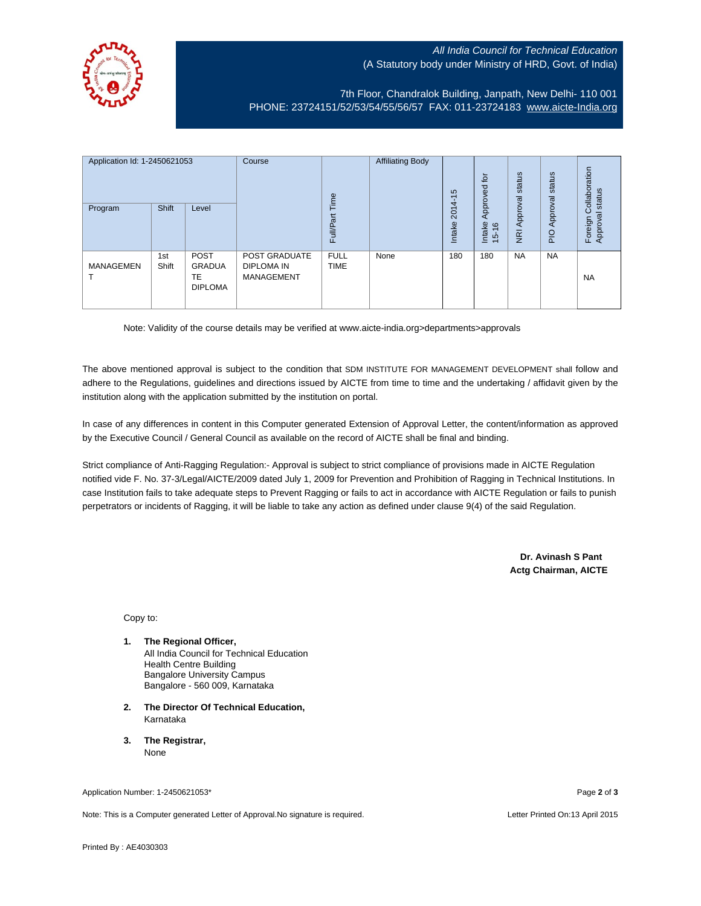*All India Council for Technical Education*
(A Statutory body under Ministry of HRD, Govt. of India)

7th Floor, Chandralok Building, Janpath, New Delhi- 110 001
PHONE: 23724151/52/53/54/55/56/57 FAX: 011-23724183 www.aicte-India.org

| Application Id: 1-2450621053 | | | Course | Full/Part Time | Affiliating Body | Intake 2014-15 | Intake Approved for 15-16 | NRI Approval status | PIO Approval status | Foreign Collaboration Approval status |
|---|---|---|---|---|---|---|---|---|---|---|
| Program | Shift | Level | | | | | | | | |
| MANAGEMENT | 1st Shift | POST GRADUATE DIPLOMA | POST GRADUATE DIPLOMA IN MANAGEMENT | FULL TIME | None | 180 | 180 | NA | NA | NA |

Note: Validity of the course details may be verified at www.aicte-india.org>departments>approvals

The above mentioned approval is subject to the condition that SDM INSTITUTE FOR MANAGEMENT DEVELOPMENT shall follow and adhere to the Regulations, guidelines and directions issued by AICTE from time to time and the undertaking / affidavit given by the institution along with the application submitted by the institution on portal.

In case of any differences in content in this Computer generated Extension of Approval Letter, the content/information as approved by the Executive Council / General Council as available on the record of AICTE shall be final and binding.

Strict compliance of Anti-Ragging Regulation:- Approval is subject to strict compliance of provisions made in AICTE Regulation notified vide F. No. 37-3/Legal/AICTE/2009 dated July 1, 2009 for Prevention and Prohibition of Ragging in Technical Institutions. In case Institution fails to take adequate steps to Prevent Ragging or fails to act in accordance with AICTE Regulation or fails to punish perpetrators or incidents of Ragging, it will be liable to take any action as defined under clause 9(4) of the said Regulation.

**Dr. Avinash S Pant**
**Actg Chairman, AICTE**

Copy to:

1. **The Regional Officer,**
   All India Council for Technical Education
   Health Centre Building
   Bangalore University Campus
   Bangalore - 560 009, Karnataka

2. **The Director Of Technical Education,**
   Karnataka

3. **The Registrar,**
   None

Application Number: 1-2450621053*

Note: This is a Computer generated Letter of Approval.No signature is required.

Letter Printed On:13 April 2015

Printed By : AE4030303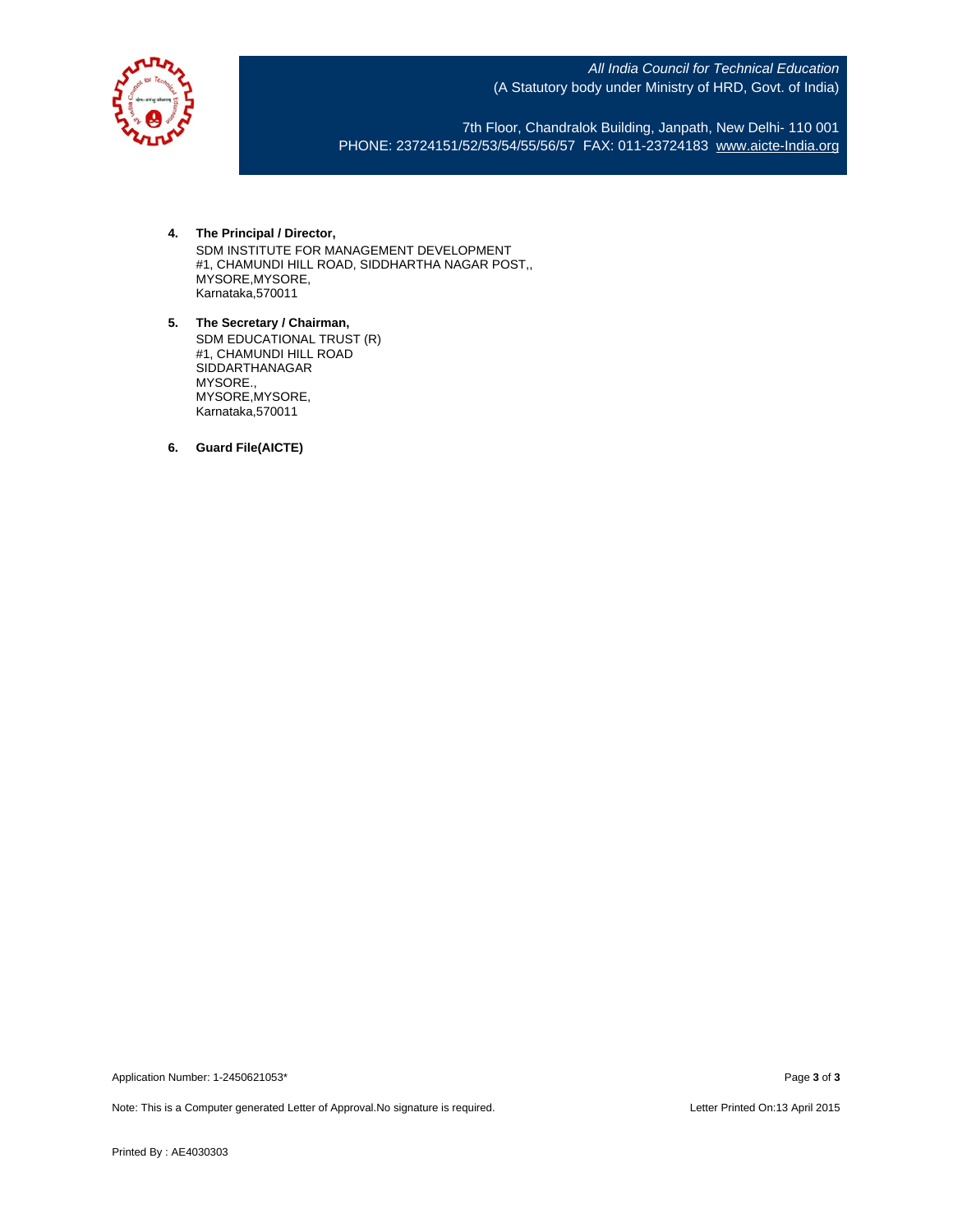All India Council for Technical Education
(A Statutory body under Ministry of HRD, Govt. of India)

7th Floor, Chandralok Building, Janpath, New Delhi- 110 001
PHONE: 23724151/52/53/54/55/56/57 FAX: 011-23724183 www.aicte-India.org

4. **The Principal / Director,**
   SDM INSTITUTE FOR MANAGEMENT DEVELOPMENT
   #1, CHAMUNDI HILL ROAD, SIDDHARTHA NAGAR POST,,
   MYSORE,MYSORE,
   Karnataka,570011

5. **The Secretary / Chairman,**
   SDM EDUCATIONAL TRUST (R)
   #1, CHAMUNDI HILL ROAD
   SIDDARTHANAGAR
   MYSORE.,
   MYSORE,MYSORE,
   Karnataka,570011

6. **Guard File(AICTE)**

Application Number: 1-2450621053*

Note: This is a Computer generated Letter of Approval.No signature is required.

Letter Printed On:13 April 2015

Printed By : AE4030303